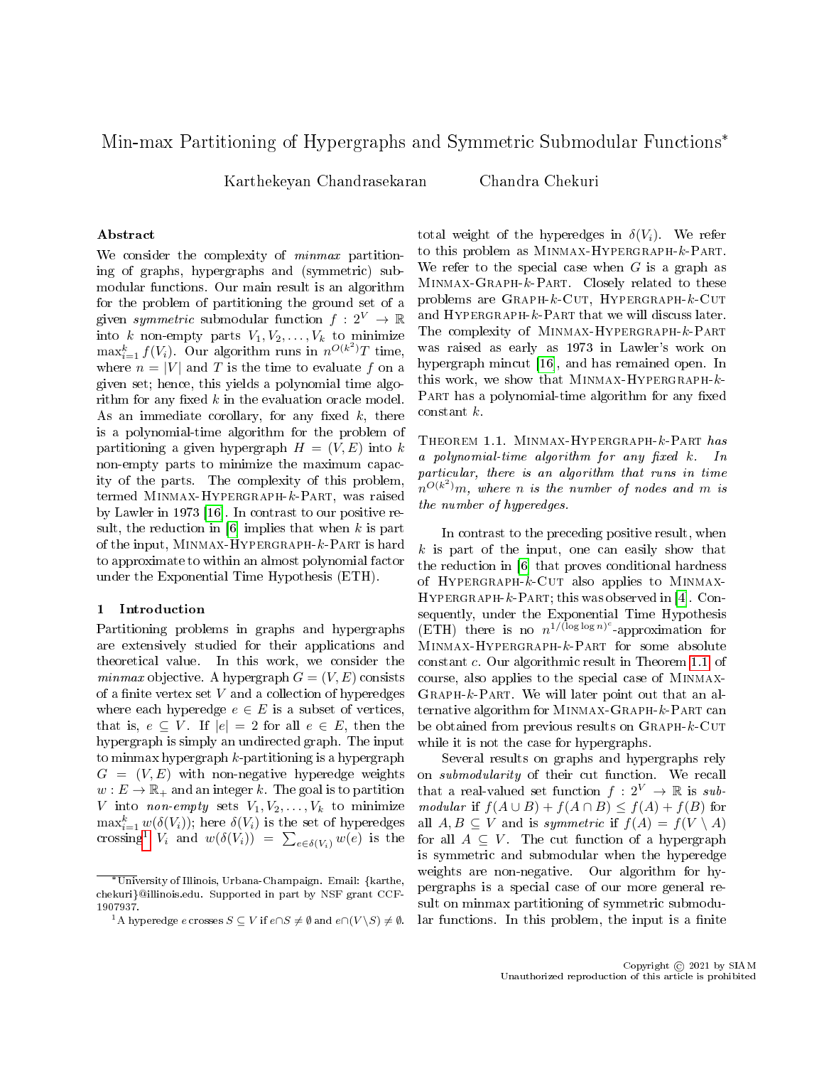# Min-max Partitioning of Hypergraphs and Symmetric Submodular Functions*

Karthekeyan Chandrasekaran　　Chandra Chekuri

### Abstract

We consider the complexity of *minmax* partitioning of graphs, hypergraphs and (symmetric) submodular functions. Our main result is an algorithm for the problem of partitioning the ground set of a given *symmetric* submodular function $f : 2^V \to \mathbb{R}$ into $k$ non-empty parts $V_1, V_2, \ldots, V_k$ to minimize $\max_{i=1}^k f(V_i)$. Our algorithm runs in $n^{O(k^2)}T$ time, where $n = |V|$ and $T$ is the time to evaluate $f$ on a given set; hence, this yields a polynomial time algorithm for any fixed $k$ in the evaluation oracle model. As an immediate corollary, for any fixed $k$, there is a polynomial-time algorithm for the problem of partitioning a given hypergraph $H = (V, E)$ into $k$ non-empty parts to minimize the maximum capacity of the parts. The complexity of this problem, termed Minmax-Hypergraph-$k$-Part, was raised by Lawler in 1973 [16]. In contrast to our positive result, the reduction in [6] implies that when $k$ is part of the input, Minmax-Hypergraph-$k$-Part is hard to approximate to within an almost polynomial factor under the Exponential Time Hypothesis (ETH).

## 1 Introduction

Partitioning problems in graphs and hypergraphs are extensively studied for their applications and theoretical value. In this work, we consider the *minmax* objective. A hypergraph $G = (V, E)$ consists of a finite vertex set $V$ and a collection of hyperedges where each hyperedge $e \in E$ is a subset of vertices, that is, $e \subseteq V$. If $|e| = 2$ for all $e \in E$, then the hypergraph is simply an undirected graph. The input to minmax hypergraph $k$-partitioning is a hypergraph $G = (V, E)$ with non-negative hyperedge weights $w : E \to \mathbb{R}_+$ and an integer $k$. The goal is to partition $V$ into *non-empty* sets $V_1, V_2, \ldots, V_k$ to minimize $\max_{i=1}^k w(\delta(V_i))$; here $\delta(V_i)$ is the set of hyperedges crossing[1] $V_i$ and $w(\delta(V_i)) = \sum_{e \in \delta(V_i)} w(e)$ is the total weight of the hyperedges in $\delta(V_i)$. We refer to this problem as Minmax-Hypergraph-$k$-Part. We refer to the special case when $G$ is a graph as Minmax-Graph-$k$-Part. Closely related to these problems are Graph-$k$-Cut, Hypergraph-$k$-Cut and Hypergraph-$k$-Part that we will discuss later. The complexity of Minmax-Hypergraph-$k$-Part was raised as early as 1973 in Lawler's work on hypergraph mincut [16], and has remained open. In this work, we show that Minmax-Hypergraph-$k$-Part has a polynomial-time algorithm for any fixed constant $k$.

**Theorem 1.1.** *Minmax-Hypergraph-$k$-Part has a polynomial-time algorithm for any fixed $k$. In particular, there is an algorithm that runs in time $n^{O(k^2)}m$, where $n$ is the number of nodes and $m$ is the number of hyperedges.*

In contrast to the preceding positive result, when $k$ is part of the input, one can easily show that the reduction in [6] that proves conditional hardness of Hypergraph-$k$-Cut also applies to Minmax-Hypergraph-$k$-Part; this was observed in [4]. Consequently, under the Exponential Time Hypothesis (ETH) there is no $n^{1/(\log\log n)^c}$-approximation for Minmax-Hypergraph-$k$-Part for some absolute constant $c$. Our algorithmic result in Theorem 1.1 of course, also applies to the special case of Minmax-Graph-$k$-Part. We will later point out that an alternative algorithm for Minmax-Graph-$k$-Part can be obtained from previous results on Graph-$k$-Cut while it is not the case for hypergraphs.

Several results on graphs and hypergraphs rely on *submodularity* of their cut function. We recall that a real-valued set function $f : 2^V \to \mathbb{R}$ is *submodular* if $f(A \cup B) + f(A \cap B) \le f(A) + f(B)$ for all $A, B \subseteq V$ and is *symmetric* if $f(A) = f(V \setminus A)$ for all $A \subseteq V$. The cut function of a hypergraph is symmetric and submodular when the hyperedge weights are non-negative. Our algorithm for hypergraphs is a special case of our more general result on minmax partitioning of symmetric submodular functions. In this problem, the input is a finite

---

*University of Illinois, Urbana-Champaign. Email: {karthe, chekuri}@illinois.edu. Supported in part by NSF grant CCF-1907937.

[1] A hyperedge $e$ crosses $S \subseteq V$ if $e \cap S \neq \emptyset$ and $e \cap (V \setminus S) \neq \emptyset$.

Copyright © 2021 by SIAM
Unauthorized reproduction of this article is prohibited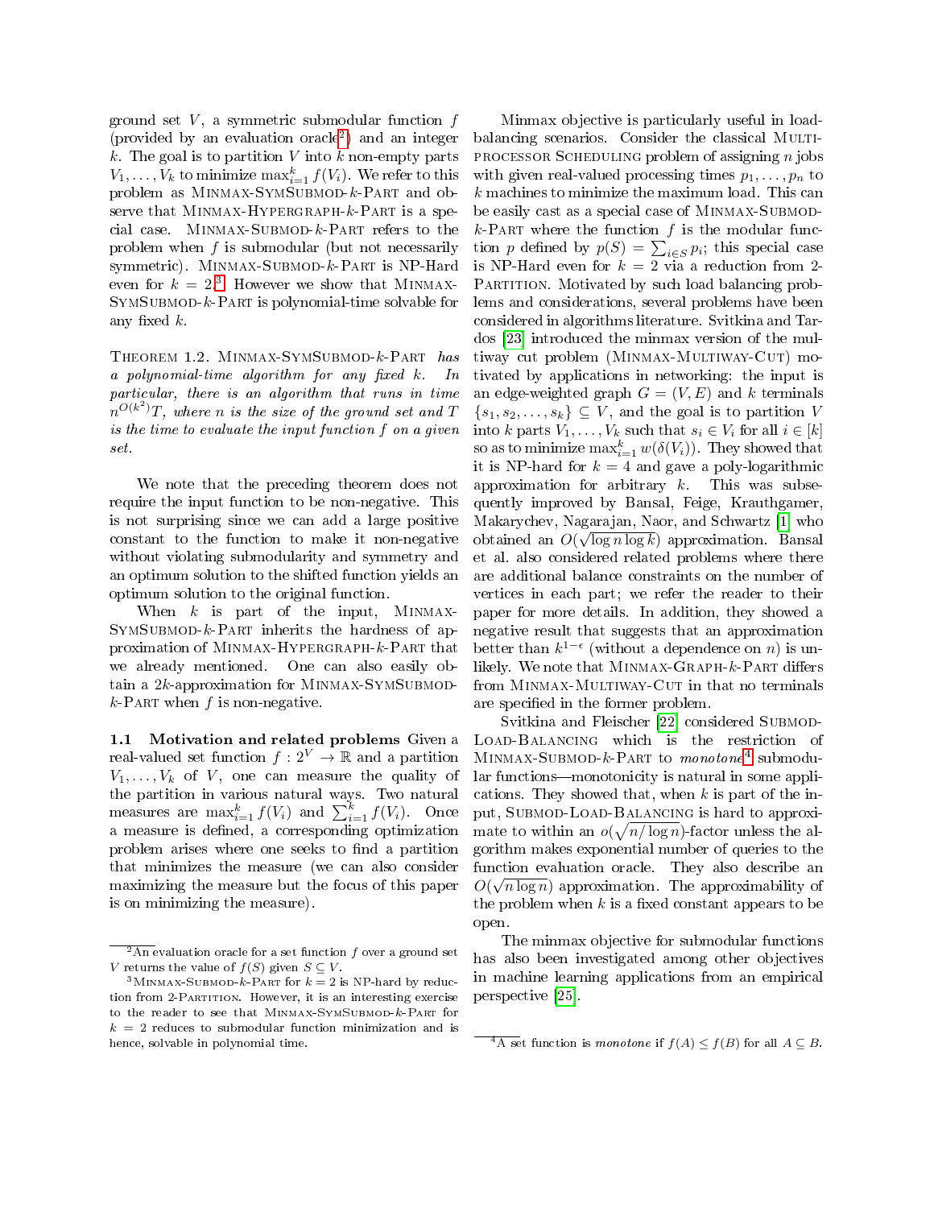ground set $V$, a symmetric submodular function $f$ (provided by an evaluation oracle[2]) and an integer $k$. The goal is to partition $V$ into $k$ non-empty parts $V_1, \ldots, V_k$ to minimize $\max_{i=1}^k f(V_i)$. We refer to this problem as Minmax-SymSubmod-$k$-Part and observe that Minmax-Hypergraph-$k$-Part is a special case. Minmax-Submod-$k$-Part refers to the problem when $f$ is submodular (but not necessarily symmetric). Minmax-Submod-$k$-Part is NP-Hard even for $k = 2$.[3] However we show that Minmax-SymSubmod-$k$-Part is polynomial-time solvable for any fixed $k$.

Theorem 1.2. *Minmax-SymSubmod-$k$-Part has a polynomial-time algorithm for any fixed $k$. In particular, there is an algorithm that runs in time $n^{O(k^2)}T$, where $n$ is the size of the ground set and $T$ is the time to evaluate the input function $f$ on a given set.*

We note that the preceding theorem does not require the input function to be non-negative. This is not surprising since we can add a large positive constant to the function to make it non-negative without violating submodularity and symmetry and an optimum solution to the shifted function yields an optimum solution to the original function.

When $k$ is part of the input, Minmax-SymSubmod-$k$-Part inherits the hardness of approximation of Minmax-Hypergraph-$k$-Part that we already mentioned. One can also easily obtain a $2k$-approximation for Minmax-SymSubmod-$k$-Part when $f$ is non-negative.

**1.1 Motivation and related problems** Given a real-valued set function $f : 2^V \to \mathbb{R}$ and a partition $V_1, \ldots, V_k$ of $V$, one can measure the quality of the partition in various natural ways. Two natural measures are $\max_{i=1}^k f(V_i)$ and $\sum_{i=1}^k f(V_i)$. Once a measure is defined, a corresponding optimization problem arises where one seeks to find a partition that minimizes the measure (we can also consider maximizing the measure but the focus of this paper is on minimizing the measure).

Minmax objective is particularly useful in load-balancing scenarios. Consider the classical Multiprocessor Scheduling problem of assigning $n$ jobs with given real-valued processing times $p_1, \ldots, p_n$ to $k$ machines to minimize the maximum load. This can be easily cast as a special case of Minmax-Submod-$k$-Part where the function $f$ is the modular function $p$ defined by $p(S) = \sum_{i \in S} p_i$; this special case is NP-Hard even for $k = 2$ via a reduction from 2-Partition. Motivated by such load balancing problems and considerations, several problems have been considered in algorithms literature. Svitkina and Tardos [23] introduced the minmax version of the multiway cut problem (Minmax-Multiway-Cut) motivated by applications in networking: the input is an edge-weighted graph $G = (V, E)$ and $k$ terminals $\{s_1, s_2, \ldots, s_k\} \subseteq V$, and the goal is to partition $V$ into $k$ parts $V_1, \ldots, V_k$ such that $s_i \in V_i$ for all $i \in [k]$ so as to minimize $\max_{i=1}^k w(\delta(V_i))$. They showed that it is NP-hard for $k = 4$ and gave a poly-logarithmic approximation for arbitrary $k$. This was subsequently improved by Bansal, Feige, Krauthgamer, Makarychev, Nagarajan, Naor, and Schwartz [1] who obtained an $O(\sqrt{\log n \log k})$ approximation. Bansal et al. also considered related problems where there are additional balance constraints on the number of vertices in each part; we refer the reader to their paper for more details. In addition, they showed a negative result that suggests that an approximation better than $k^{1-\epsilon}$ (without a dependence on $n$) is unlikely. We note that Minmax-Graph-$k$-Part differs from Minmax-Multiway-Cut in that no terminals are specified in the former problem.

Svitkina and Fleischer [22] considered Submod-Load-Balancing which is the restriction of Minmax-Submod-$k$-Part to *monotone*[4] submodular functions—monotonicity is natural in some applications. They showed that, when $k$ is part of the input, Submod-Load-Balancing is hard to approximate to within an $o(\sqrt{n/\log n})$-factor unless the algorithm makes exponential number of queries to the function evaluation oracle. They also describe an $O(\sqrt{n \log n})$ approximation. The approximability of the problem when $k$ is a fixed constant appears to be open.

The minmax objective for submodular functions has also been investigated among other objectives in machine learning applications from an empirical perspective [25].

---

[2] An evaluation oracle for a set function $f$ over a ground set $V$ returns the value of $f(S)$ given $S \subseteq V$.

[3] Minmax-Submod-$k$-Part for $k = 2$ is NP-hard by reduction from 2-Partition. However, it is an interesting exercise to the reader to see that Minmax-SymSubmod-$k$-Part for $k = 2$ reduces to submodular function minimization and is hence, solvable in polynomial time.

[4] A set function is *monotone* if $f(A) \le f(B)$ for all $A \subseteq B$.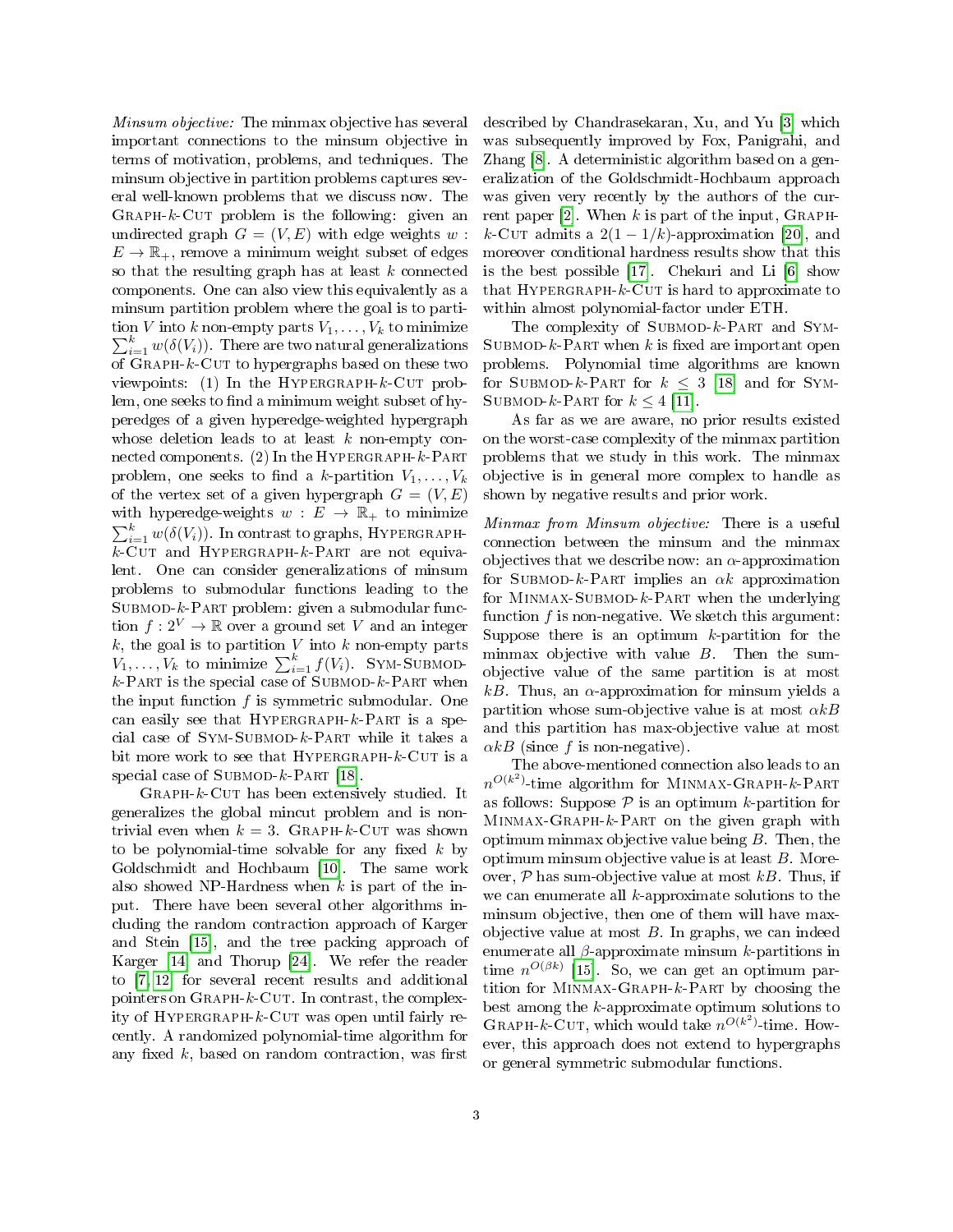*Minsum objective:* The minmax objective has several important connections to the minsum objective in terms of motivation, problems, and techniques. The minsum objective in partition problems captures several well-known problems that we discuss now. The Graph-$k$-Cut problem is the following: given an undirected graph $G = (V, E)$ with edge weights $w : E \to \mathbb{R}_+$, remove a minimum weight subset of edges so that the resulting graph has at least $k$ connected components. One can also view this equivalently as a minsum partition problem where the goal is to partition $V$ into $k$ non-empty parts $V_1, \ldots, V_k$ to minimize $\sum_{i=1}^{k} w(\delta(V_i))$. There are two natural generalizations of Graph-$k$-Cut to hypergraphs based on these two viewpoints: (1) In the Hypergraph-$k$-Cut problem, one seeks to find a minimum weight subset of hyperedges of a given hyperedge-weighted hypergraph whose deletion leads to at least $k$ non-empty connected components. (2) In the Hypergraph-$k$-Part problem, one seeks to find a $k$-partition $V_1, \ldots, V_k$ of the vertex set of a given hypergraph $G = (V, E)$ with hyperedge-weights $w : E \to \mathbb{R}_+$ to minimize $\sum_{i=1}^{k} w(\delta(V_i))$. In contrast to graphs, Hypergraph-$k$-Cut and Hypergraph-$k$-Part are not equivalent. One can consider generalizations of minsum problems to submodular functions leading to the Submod-$k$-Part problem: given a submodular function $f : 2^V \to \mathbb{R}$ over a ground set $V$ and an integer $k$, the goal is to partition $V$ into $k$ non-empty parts $V_1, \ldots, V_k$ to minimize $\sum_{i=1}^{k} f(V_i)$. Sym-Submod-$k$-Part is the special case of Submod-$k$-Part when the input function $f$ is symmetric submodular. One can easily see that Hypergraph-$k$-Part is a special case of Sym-Submod-$k$-Part while it takes a bit more work to see that Hypergraph-$k$-Cut is a special case of Submod-$k$-Part [18].

Graph-$k$-Cut has been extensively studied. It generalizes the global mincut problem and is nontrivial even when $k = 3$. Graph-$k$-Cut was shown to be polynomial-time solvable for any fixed $k$ by Goldschmidt and Hochbaum [10]. The same work also showed NP-Hardness when $k$ is part of the input. There have been several other algorithms including the random contraction approach of Karger and Stein [15], and the tree packing approach of Karger [14] and Thorup [24]. We refer the reader to [7, 12] for several recent results and additional pointers on Graph-$k$-Cut. In contrast, the complexity of Hypergraph-$k$-Cut was open until fairly recently. A randomized polynomial-time algorithm for any fixed $k$, based on random contraction, was first described by Chandrasekaran, Xu, and Yu [3] which was subsequently improved by Fox, Panigrahi, and Zhang [8]. A deterministic algorithm based on a generalization of the Goldschmidt-Hochbaum approach was given very recently by the authors of the current paper [2]. When $k$ is part of the input, Graph-$k$-Cut admits a $2(1 - 1/k)$-approximation [20], and moreover conditional hardness results show that this is the best possible [17]. Chekuri and Li [6] show that Hypergraph-$k$-Cut is hard to approximate to within almost polynomial-factor under ETH.

The complexity of Submod-$k$-Part and Sym-Submod-$k$-Part when $k$ is fixed are important open problems. Polynomial time algorithms are known for Submod-$k$-Part for $k \leq 3$ [18] and for Sym-Submod-$k$-Part for $k \leq 4$ [11].

As far as we are aware, no prior results existed on the worst-case complexity of the minmax partition problems that we study in this work. The minmax objective is in general more complex to handle as shown by negative results and prior work.

*Minmax from Minsum objective:* There is a useful connection between the minsum and the minmax objectives that we describe now: an $\alpha$-approximation for Submod-$k$-Part implies an $\alpha k$ approximation for Minmax-Submod-$k$-Part when the underlying function $f$ is non-negative. We sketch this argument: Suppose there is an optimum $k$-partition for the minmax objective with value $B$. Then the sum-objective value of the same partition is at most $kB$. Thus, an $\alpha$-approximation for minsum yields a partition whose sum-objective value is at most $\alpha kB$ and this partition has max-objective value at most $\alpha kB$ (since $f$ is non-negative).

The above-mentioned connection also leads to an $n^{O(k^2)}$-time algorithm for Minmax-Graph-$k$-Part as follows: Suppose $\mathcal{P}$ is an optimum $k$-partition for Minmax-Graph-$k$-Part on the given graph with optimum minmax objective value being $B$. Then, the optimum minsum objective value is at least $B$. Moreover, $\mathcal{P}$ has sum-objective value at most $kB$. Thus, if we can enumerate all $k$-approximate solutions to the minsum objective, then one of them will have max-objective value at most $B$. In graphs, we can indeed enumerate all $\beta$-approximate minsum $k$-partitions in time $n^{O(\beta k)}$ [15]. So, we can get an optimum partition for Minmax-Graph-$k$-Part by choosing the best among the $k$-approximate optimum solutions to Graph-$k$-Cut, which would take $n^{O(k^2)}$-time. However, this approach does not extend to hypergraphs or general symmetric submodular functions.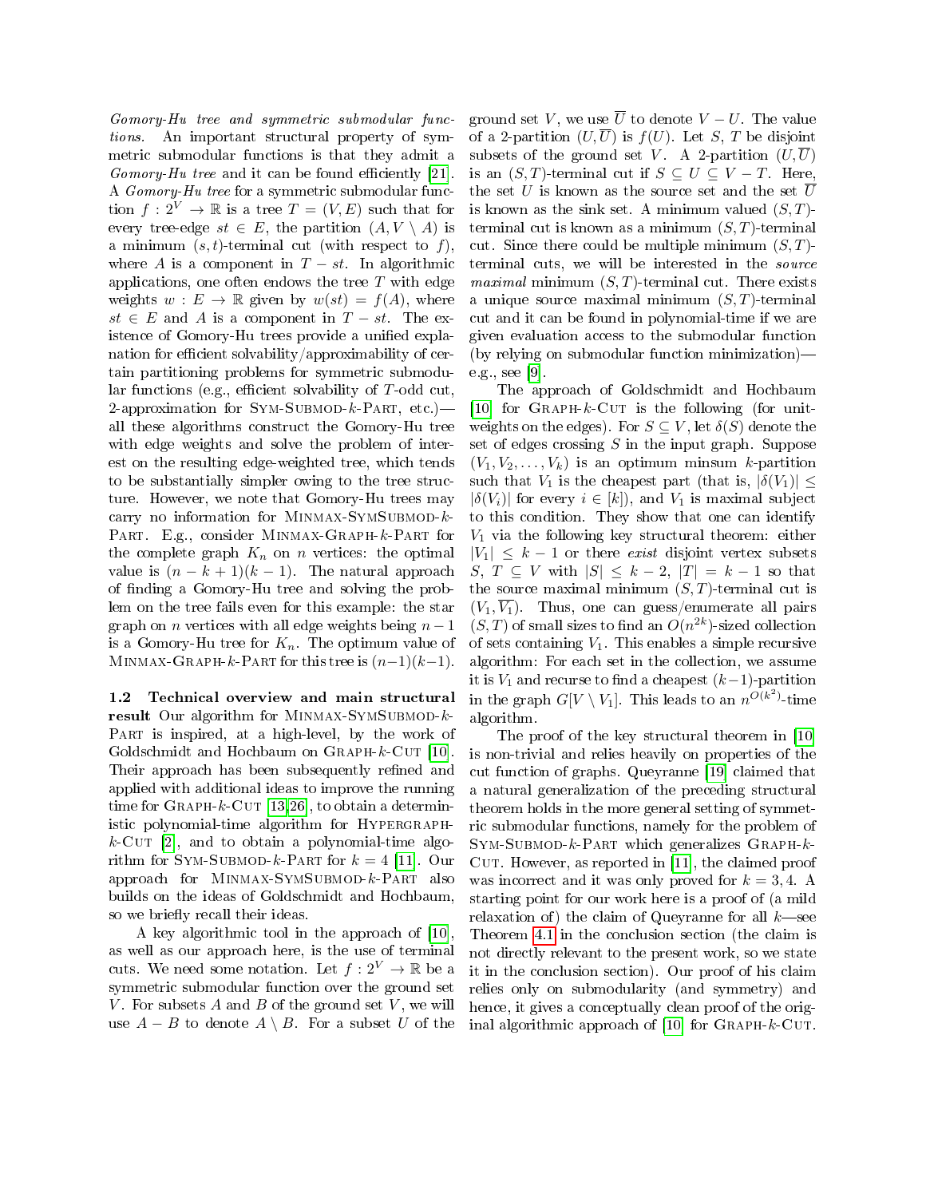*Gomory-Hu tree and symmetric submodular functions.* An important structural property of symmetric submodular functions is that they admit a *Gomory-Hu tree* and it can be found efficiently [21]. A *Gomory-Hu tree* for a symmetric submodular function $f : 2^V \to \mathbb{R}$ is a tree $T = (V, E)$ such that for every tree-edge $st \in E$, the partition $(A, V \setminus A)$ is a minimum $(s,t)$-terminal cut (with respect to $f$), where $A$ is a component in $T - st$. In algorithmic applications, one often endows the tree $T$ with edge weights $w : E \to \mathbb{R}$ given by $w(st) = f(A)$, where $st \in E$ and $A$ is a component in $T - st$. The existence of Gomory-Hu trees provide a unified explanation for efficient solvability/approximability of certain partitioning problems for symmetric submodular functions (e.g., efficient solvability of $T$-odd cut, 2-approximation for SYM-SUBMOD-$k$-PART, etc.)—all these algorithms construct the Gomory-Hu tree with edge weights and solve the problem of interest on the resulting edge-weighted tree, which tends to be substantially simpler owing to the tree structure. However, we note that Gomory-Hu trees may carry no information for MINMAX-SYMSUBMOD-$k$-PART. E.g., consider MINMAX-GRAPH-$k$-PART for the complete graph $K_n$ on $n$ vertices: the optimal value is $(n-k+1)(k-1)$. The natural approach of finding a Gomory-Hu tree and solving the problem on the tree fails even for this example: the star graph on $n$ vertices with all edge weights being $n-1$ is a Gomory-Hu tree for $K_n$. The optimum value of MINMAX-GRAPH-$k$-PART for this tree is $(n-1)(k-1)$.

### 1.2 Technical overview and main structural result

Our algorithm for MINMAX-SYMSUBMOD-$k$-PART is inspired, at a high-level, by the work of Goldschmidt and Hochbaum on GRAPH-$k$-CUT [10]. Their approach has been subsequently refined and applied with additional ideas to improve the running time for GRAPH-$k$-CUT [13,26], to obtain a deterministic polynomial-time algorithm for HYPERGRAPH-$k$-CUT [2], and to obtain a polynomial-time algorithm for SYM-SUBMOD-$k$-PART for $k = 4$ [11]. Our approach for MINMAX-SYMSUBMOD-$k$-PART also builds on the ideas of Goldschmidt and Hochbaum, so we briefly recall their ideas.

A key algorithmic tool in the approach of [10], as well as our approach here, is the use of terminal cuts. We need some notation. Let $f : 2^V \to \mathbb{R}$ be a symmetric submodular function over the ground set $V$. For subsets $A$ and $B$ of the ground set $V$, we will use $A - B$ to denote $A \setminus B$. For a subset $U$ of the ground set $V$, we use $\overline{U}$ to denote $V - U$. The value of a 2-partition $(U, \overline{U})$ is $f(U)$. Let $S$, $T$ be disjoint subsets of the ground set $V$. A 2-partition $(U, \overline{U})$ is an $(S,T)$-terminal cut if $S \subseteq U \subseteq V - T$. Here, the set $U$ is known as the source set and the set $\overline{U}$ is known as the sink set. A minimum valued $(S,T)$-terminal cut is known as a minimum $(S,T)$-terminal cut. Since there could be multiple minimum $(S,T)$-terminal cuts, we will be interested in the *source maximal* minimum $(S,T)$-terminal cut. There exists a unique source maximal minimum $(S,T)$-terminal cut and it can be found in polynomial-time if we are given evaluation access to the submodular function (by relying on submodular function minimization)—e.g., see [9].

The approach of Goldschmidt and Hochbaum [10] for GRAPH-$k$-CUT is the following (for unit-weights on the edges). For $S \subseteq V$, let $\delta(S)$ denote the set of edges crossing $S$ in the input graph. Suppose $(V_1, V_2, \ldots, V_k)$ is an optimum minsum $k$-partition such that $V_1$ is the cheapest part (that is, $|\delta(V_1)| \leq |\delta(V_i)|$ for every $i \in [k]$), and $V_1$ is maximal subject to this condition. They show that one can identify $V_1$ via the following key structural theorem: either $|V_1| \leq k-1$ or there *exist* disjoint vertex subsets $S$, $T \subseteq V$ with $|S| \leq k-2$, $|T| = k-1$ so that the source maximal minimum $(S,T)$-terminal cut is $(V_1, \overline{V_1})$. Thus, one can guess/enumerate all pairs $(S,T)$ of small sizes to find an $O(n^{2k})$-sized collection of sets containing $V_1$. This enables a simple recursive algorithm: For each set in the collection, we assume it is $V_1$ and recurse to find a cheapest $(k-1)$-partition in the graph $G[V \setminus V_1]$. This leads to an $n^{O(k^2)}$-time algorithm.

The proof of the key structural theorem in [10] is non-trivial and relies heavily on properties of the cut function of graphs. Queyranne [19] claimed that a natural generalization of the preceding structural theorem holds in the more general setting of symmetric submodular functions, namely for the problem of SYM-SUBMOD-$k$-PART which generalizes GRAPH-$k$-CUT. However, as reported in [11], the claimed proof was incorrect and it was only proved for $k = 3, 4$. A starting point for our work here is a proof of (a mild relaxation of) the claim of Queyranne for all $k$—see Theorem 4.1 in the conclusion section (the claim is not directly relevant to the present work, so we state it in the conclusion section). Our proof of his claim relies only on submodularity (and symmetry) and hence, it gives a conceptually clean proof of the original algorithmic approach of [10] for GRAPH-$k$-CUT.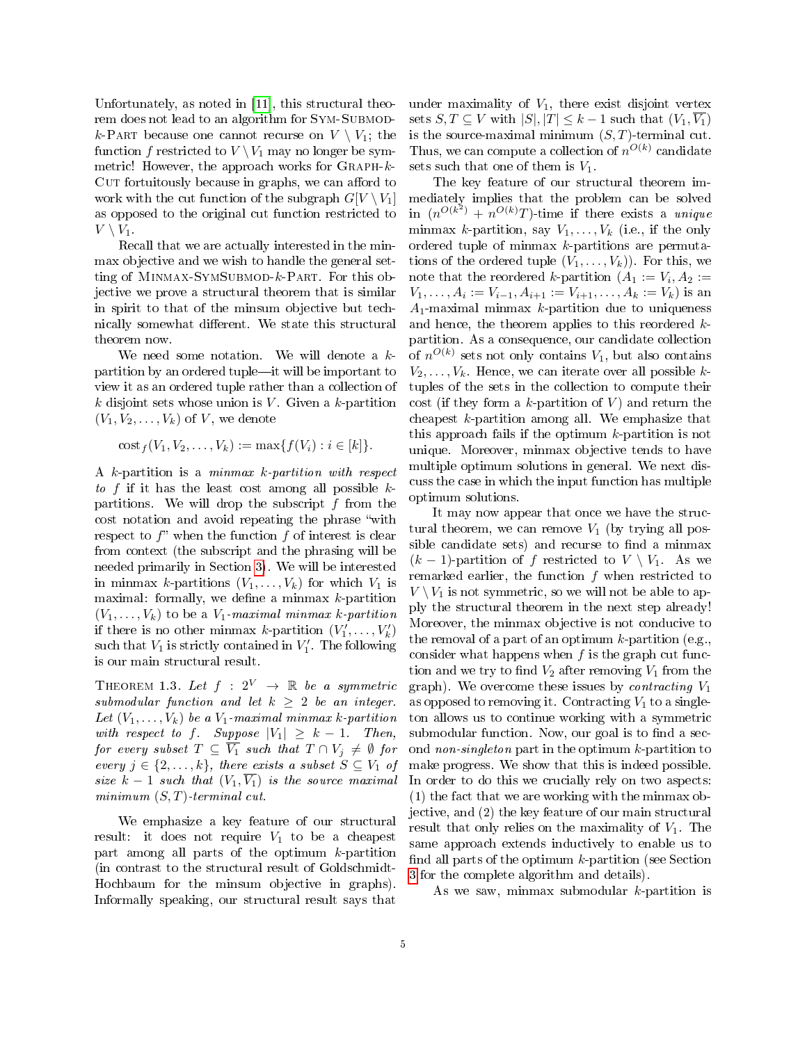Unfortunately, as noted in [11], this structural theorem does not lead to an algorithm for Sym-Submod-$k$-Part because one cannot recurse on $V \setminus V_1$; the function $f$ restricted to $V \setminus V_1$ may no longer be symmetric! However, the approach works for Graph-$k$-Cut fortuitously because in graphs, we can afford to work with the cut function of the subgraph $G[V \setminus V_1]$ as opposed to the original cut function restricted to $V \setminus V_1$.

Recall that we are actually interested in the minmax objective and we wish to handle the general setting of Minmax-SymSubmod-$k$-Part. For this objective we prove a structural theorem that is similar in spirit to that of the minsum objective but technically somewhat different. We state this structural theorem now.

We need some notation. We will denote a $k$-partition by an ordered tuple—it will be important to view it as an ordered tuple rather than a collection of $k$ disjoint sets whose union is $V$. Given a $k$-partition $(V_1, V_2, \ldots, V_k)$ of $V$, we denote

$$\text{cost}_f(V_1, V_2, \ldots, V_k) := \max\{f(V_i) : i \in [k]\}.$$

A $k$-partition is a *minmax $k$-partition with respect to $f$* if it has the least cost among all possible $k$-partitions. We will drop the subscript $f$ from the cost notation and avoid repeating the phrase "with respect to $f$" when the function $f$ of interest is clear from context (the subscript and the phrasing will be needed primarily in Section 3). We will be interested in minmax $k$-partitions $(V_1, \ldots, V_k)$ for which $V_1$ is maximal: formally, we define a minmax $k$-partition $(V_1, \ldots, V_k)$ to be a *$V_1$-maximal minmax $k$-partition* if there is no other minmax $k$-partition $(V_1', \ldots, V_k')$ such that $V_1$ is strictly contained in $V_1'$. The following is our main structural result.

Theorem 1.3. *Let $f : 2^V \to \mathbb{R}$ be a symmetric submodular function and let $k \geq 2$ be an integer. Let $(V_1, \ldots, V_k)$ be a $V_1$-maximal minmax $k$-partition with respect to $f$. Suppose $|V_1| \geq k - 1$. Then, for every subset $T \subseteq \overline{V_1}$ such that $T \cap V_j \neq \emptyset$ for every $j \in \{2, \ldots, k\}$, there exists a subset $S \subseteq V_1$ of size $k - 1$ such that $(V_1, \overline{V_1})$ is the source maximal minimum $(S, T)$-terminal cut.*

We emphasize a key feature of our structural result: it does not require $V_1$ to be a cheapest part among all parts of the optimum $k$-partition (in contrast to the structural result of Goldschmidt-Hochbaum for the minsum objective in graphs). Informally speaking, our structural result says that under maximality of $V_1$, there exist disjoint vertex sets $S, T \subseteq V$ with $|S|, |T| \leq k - 1$ such that $(V_1, \overline{V_1})$ is the source-maximal minimum $(S, T)$-terminal cut. Thus, we can compute a collection of $n^{O(k)}$ candidate sets such that one of them is $V_1$.

The key feature of our structural theorem immediately implies that the problem can be solved in $(n^{O(k^2)} + n^{O(k)}T)$-time if there exists a *unique* minmax $k$-partition, say $V_1, \ldots, V_k$ (i.e., if the only ordered tuple of minmax $k$-partitions are permutations of the ordered tuple $(V_1, \ldots, V_k)$). For this, we note that the reordered $k$-partition $(A_1 := V_i, A_2 := V_1, \ldots, A_i := V_{i-1}, A_{i+1} := V_{i+1}, \ldots, A_k := V_k)$ is an $A_1$-maximal minmax $k$-partition due to uniqueness and hence, the theorem applies to this reordered $k$-partition. As a consequence, our candidate collection of $n^{O(k)}$ sets not only contains $V_1$, but also contains $V_2, \ldots, V_k$. Hence, we can iterate over all possible $k$-tuples of the sets in the collection to compute their cost (if they form a $k$-partition of $V$) and return the cheapest $k$-partition among all. We emphasize that this approach fails if the optimum $k$-partition is not unique. Moreover, minmax objective tends to have multiple optimum solutions in general. We next discuss the case in which the input function has multiple optimum solutions.

It may now appear that once we have the structural theorem, we can remove $V_1$ (by trying all possible candidate sets) and recurse to find a minmax $(k-1)$-partition of $f$ restricted to $V \setminus V_1$. As we remarked earlier, the function $f$ when restricted to $V \setminus V_1$ is not symmetric, so we will not be able to apply the structural theorem in the next step already! Moreover, the minmax objective is not conducive to the removal of a part of an optimum $k$-partition (e.g., consider what happens when $f$ is the graph cut function and we try to find $V_2$ after removing $V_1$ from the graph). We overcome these issues by *contracting* $V_1$ as opposed to removing it. Contracting $V_1$ to a singleton allows us to continue working with a symmetric submodular function. Now, our goal is to find a second *non-singleton* part in the optimum $k$-partition to make progress. We show that this is indeed possible. In order to do this we crucially rely on two aspects: (1) the fact that we are working with the minmax objective, and (2) the key feature of our main structural result that only relies on the maximality of $V_1$. The same approach extends inductively to enable us to find all parts of the optimum $k$-partition (see Section 3 for the complete algorithm and details).

As we saw, minmax submodular $k$-partition is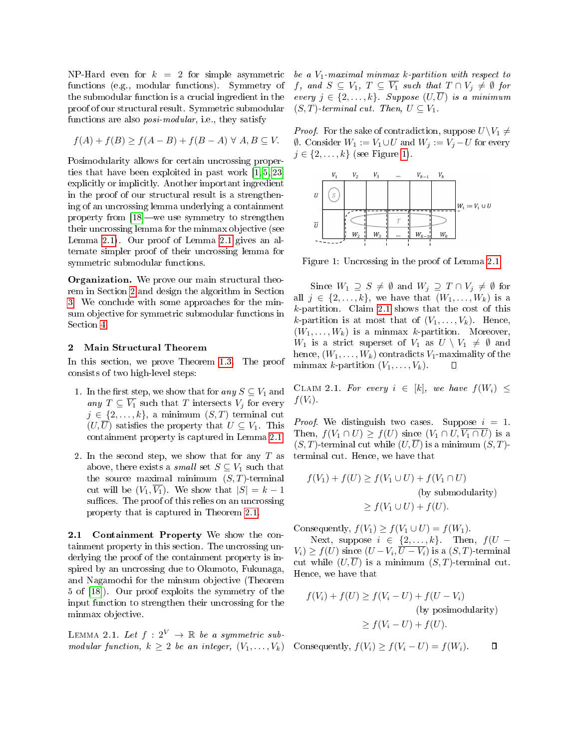NP-Hard even for $k = 2$ for simple asymmetric functions (e.g., modular functions). Symmetry of the submodular function is a crucial ingredient in the proof of our structural result. Symmetric submodular functions are also *posi-modular*, i.e., they satisfy

$$f(A) + f(B) \geq f(A - B) + f(B - A) \ \forall \ A, B \subseteq V.$$

Posimodularity allows for certain uncrossing properties that have been exploited in past work [1, 5, 23] explicitly or implicitly. Another important ingredient in the proof of our structural result is a strengthening of an uncrossing lemma underlying a containment property from [18]—we use symmetry to strengthen their uncrossing lemma for the minmax objective (see Lemma 2.1). Our proof of Lemma 2.1 gives an alternate simpler proof of their uncrossing lemma for symmetric submodular functions.

**Organization.** We prove our main structural theorem in Section 2 and design the algorithm in Section 3. We conclude with some approaches for the min-sum objective for symmetric submodular functions in Section 4.

## 2 Main Structural Theorem

In this section, we prove Theorem 1.3. The proof consists of two high-level steps:

1. In the first step, we show that for *any* $S \subseteq V_1$ and *any* $T \subseteq \overline{V_1}$ such that $T$ intersects $V_j$ for every $j \in \{2, \dots, k\}$, a minimum $(S, T)$ terminal cut $(U, \overline{U})$ satisfies the property that $U \subseteq V_1$. This containment property is captured in Lemma 2.1.
2. In the second step, we show that for any $T$ as above, there exists a *small* set $S \subseteq V_1$ such that the source maximal minimum $(S, T)$-terminal cut will be $(V_1, \overline{V_1})$. We show that $|S| = k - 1$ suffices. The proof of this relies on an uncrossing property that is captured in Theorem 2.1.

**2.1 Containment Property** We show the containment property in this section. The uncrossing underlying the proof of the containment property is inspired by an uncrossing due to Okumoto, Fukunaga, and Nagamochi for the minsum objective (Theorem 5 of [18]). Our proof exploits the symmetry of the input function to strengthen their uncrossing for the minmax objective.

Lemma 2.1. *Let $f : 2^V \to \mathbb{R}$ be a symmetric submodular function, $k \geq 2$ be an integer, $(V_1, \dots, V_k)$ be a $V_1$-maximal minmax $k$-partition with respect to $f$, and $S \subseteq V_1$, $T \subseteq \overline{V_1}$ such that $T \cap V_j \neq \emptyset$ for every $j \in \{2, \dots, k\}$. Suppose $(U, \overline{U})$ is a minimum $(S, T)$-terminal cut. Then, $U \subseteq V_1$.*

*Proof.* For the sake of contradiction, suppose $U \setminus V_1 \neq \emptyset$. Consider $W_1 := V_1 \cup U$ and $W_j := V_j - U$ for every $j \in \{2, \dots, k\}$ (see Figure 1).

Figure 1: Uncrossing in the proof of Lemma 2.1

Since $W_1 \supseteq S \neq \emptyset$ and $W_j \supseteq T \cap V_j \neq \emptyset$ for all $j \in \{2, \dots, k\}$, we have that $(W_1, \dots, W_k)$ is a $k$-partition. Claim 2.1 shows that the cost of this $k$-partition is at most that of $(V_1, \dots, V_k)$. Hence, $(W_1, \dots, W_k)$ is a minmax $k$-partition. Moreover, $W_1$ is a strict superset of $V_1$ as $U \setminus V_1 \neq \emptyset$ and hence, $(W_1, \dots, W_k)$ contradicts $V_1$-maximality of the minmax $k$-partition $(V_1, \dots, V_k)$. ◻

Claim 2.1. *For every $i \in [k]$, we have $f(W_i) \leq f(V_i)$.*

*Proof.* We distinguish two cases. Suppose $i = 1$. Then, $f(V_1 \cap U) \geq f(U)$ since $(V_1 \cap U, \overline{V_1 \cap U})$ is a $(S, T)$-terminal cut while $(U, \overline{U})$ is a minimum $(S, T)$-terminal cut. Hence, we have that

$$\begin{aligned} f(V_1) + f(U) &\geq f(V_1 \cup U) + f(V_1 \cap U) \\ &\qquad \text{(by submodularity)} \\ &\geq f(V_1 \cup U) + f(U). \end{aligned}$$

Consequently, $f(V_1) \geq f(V_1 \cup U) = f(W_1)$.

Next, suppose $i \in \{2, \dots, k\}$. Then, $f(U - V_i) \geq f(U)$ since $(U - V_i, \overline{U - V_i})$ is a $(S, T)$-terminal cut while $(U, \overline{U})$ is a minimum $(S, T)$-terminal cut. Hence, we have that

$$\begin{aligned} f(V_i) + f(U) &\geq f(V_i - U) + f(U - V_i) \\ &\qquad \text{(by posimodularity)} \\ &\geq f(V_i - U) + f(U). \end{aligned}$$

Consequently, $f(V_i) \geq f(V_i - U) = f(W_i)$. ◻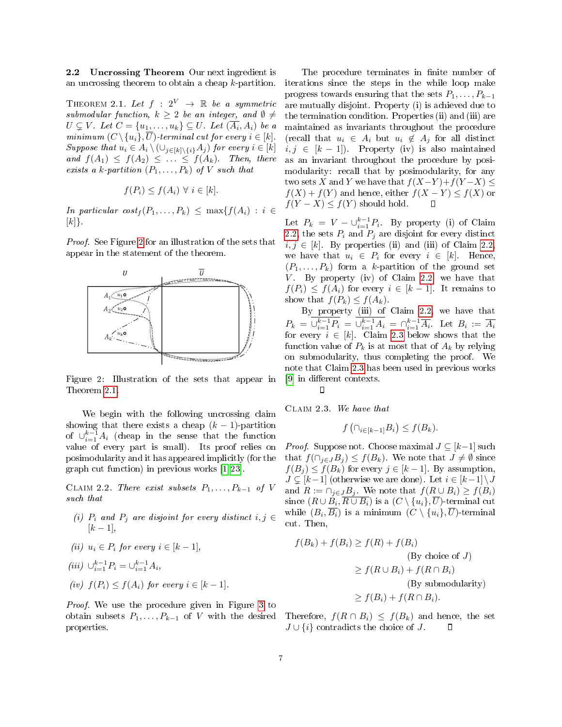**2.2 Uncrossing Theorem** Our next ingredient is an uncrossing theorem to obtain a cheap $k$-partition.

THEOREM 2.1. *Let $f : 2^V \to \mathbb{R}$ be a symmetric submodular function, $k \geq 2$ be an integer, and $\emptyset \neq U \subsetneq V$. Let $C = \{u_1, \ldots, u_k\} \subseteq U$. Let $(\overline{A_i}, A_i)$ be a minimum $(C \setminus \{u_i\}, \overline{U})$-terminal cut for every $i \in [k]$. Suppose that $u_i \in A_i \setminus (\cup_{j \in [k] \setminus \{i\}} A_j)$ for every $i \in [k]$ and $f(A_1) \leq f(A_2) \leq \ldots \leq f(A_k)$. Then, there exists a $k$-partition $(P_1, \ldots, P_k)$ of $V$ such that*

$$f(P_i) \leq f(A_i) \ \forall \ i \in [k].$$

*In particular $cost_f(P_1, \ldots, P_k) \leq \max\{f(A_i) : i \in [k]\}$.*

*Proof.* See Figure 2 for an illustration of the sets that appear in the statement of the theorem.

Figure 2: Illustration of the sets that appear in Theorem 2.1.

We begin with the following uncrossing claim showing that there exists a cheap $(k-1)$-partition of $\cup_{i=1}^{k-1} A_i$ (cheap in the sense that the function value of every part is small). Its proof relies on posimodularity and it has appeared implicitly (for the graph cut function) in previous works [1, 23].

CLAIM 2.2. *There exist subsets $P_1, \ldots, P_{k-1}$ of $V$ such that*

*(i) $P_i$ and $P_j$ are disjoint for every distinct $i, j \in [k-1]$,*

*(ii) $u_i \in P_i$ for every $i \in [k-1]$,*

*(iii) $\cup_{i=1}^{k-1} P_i = \cup_{i=1}^{k-1} A_i$,*

*(iv) $f(P_i) \leq f(A_i)$ for every $i \in [k-1]$.*

*Proof.* We use the procedure given in Figure 3 to obtain subsets $P_1, \ldots, P_{k-1}$ of $V$ with the desired properties.

The procedure terminates in finite number of iterations since the steps in the while loop make progress towards ensuring that the sets $P_1, \ldots, P_{k-1}$ are mutually disjoint. Property (i) is achieved due to the termination condition. Properties (ii) and (iii) are maintained as invariants throughout the procedure (recall that $u_i \in A_i$ but $u_i \notin A_j$ for all distinct $i, j \in [k-1]$). Property (iv) is also maintained as an invariant throughout the procedure by posimodularity: recall that by posimodularity, for any two sets $X$ and $Y$ we have that $f(X-Y) + f(Y-X) \leq f(X) + f(Y)$ and hence, either $f(X-Y) \leq f(X)$ or $f(Y-X) \leq f(Y)$ should hold. $\square$

Let $P_k = V - \cup_{i=1}^{k-1} P_i$. By property (i) of Claim 2.2, the sets $P_i$ and $P_j$ are disjoint for every distinct $i, j \in [k]$. By properties (ii) and (iii) of Claim 2.2, we have that $u_i \in P_i$ for every $i \in [k]$. Hence, $(P_1, \ldots, P_k)$ form a $k$-partition of the ground set $V$. By property (iv) of Claim 2.2 we have that $f(P_i) \leq f(A_i)$ for every $i \in [k-1]$. It remains to show that $f(P_k) \leq f(A_k)$.

By property (iii) of Claim 2.2, we have that $P_k = \overline{\cup_{i=1}^{k-1} P_i} = \overline{\cup_{i=1}^{k-1} A_i} = \cap_{i=1}^{k-1} \overline{A_i}$. Let $B_i := \overline{A_i}$ for every $i \in [k]$. Claim 2.3 below shows that the function value of $P_k$ is at most that of $A_k$ by relying on submodularity, thus completing the proof. We note that Claim 2.3 has been used in previous works [9] in different contexts.

$\square$

CLAIM 2.3. *We have that*

$$f\left(\cap_{i \in [k-1]} B_i\right) \leq f(B_k).$$

*Proof.* Suppose not. Choose maximal $J \subseteq [k-1]$ such that $f(\cap_{j \in J} B_j) \leq f(B_k)$. We note that $J \neq \emptyset$ since $f(B_j) \leq f(B_k)$ for every $j \in [k-1]$. By assumption, $J \subsetneq [k-1]$ (otherwise we are done). Let $i \in [k-1] \setminus J$ and $R := \cap_{j \in J} B_j$. We note that $f(R \cup B_i) \geq f(B_i)$ since $(R \cup B_i, \overline{R \cup B_i})$ is a $(C \setminus \{u_i\}, \overline{U})$-terminal cut while $(B_i, \overline{B_i})$ is a minimum $(C \setminus \{u_i\}, \overline{U})$-terminal cut. Then,

$$\begin{aligned}
f(B_k) + f(B_i) &\geq f(R) + f(B_i) \\
&\qquad \text{(By choice of } J\text{)} \\
&\geq f(R \cup B_i) + f(R \cap B_i) \\
&\qquad \text{(By submodularity)} \\
&\geq f(B_i) + f(R \cap B_i).
\end{aligned}$$

Therefore, $f(R \cap B_i) \leq f(B_k)$ and hence, the set $J \cup \{i\}$ contradicts the choice of $J$. $\square$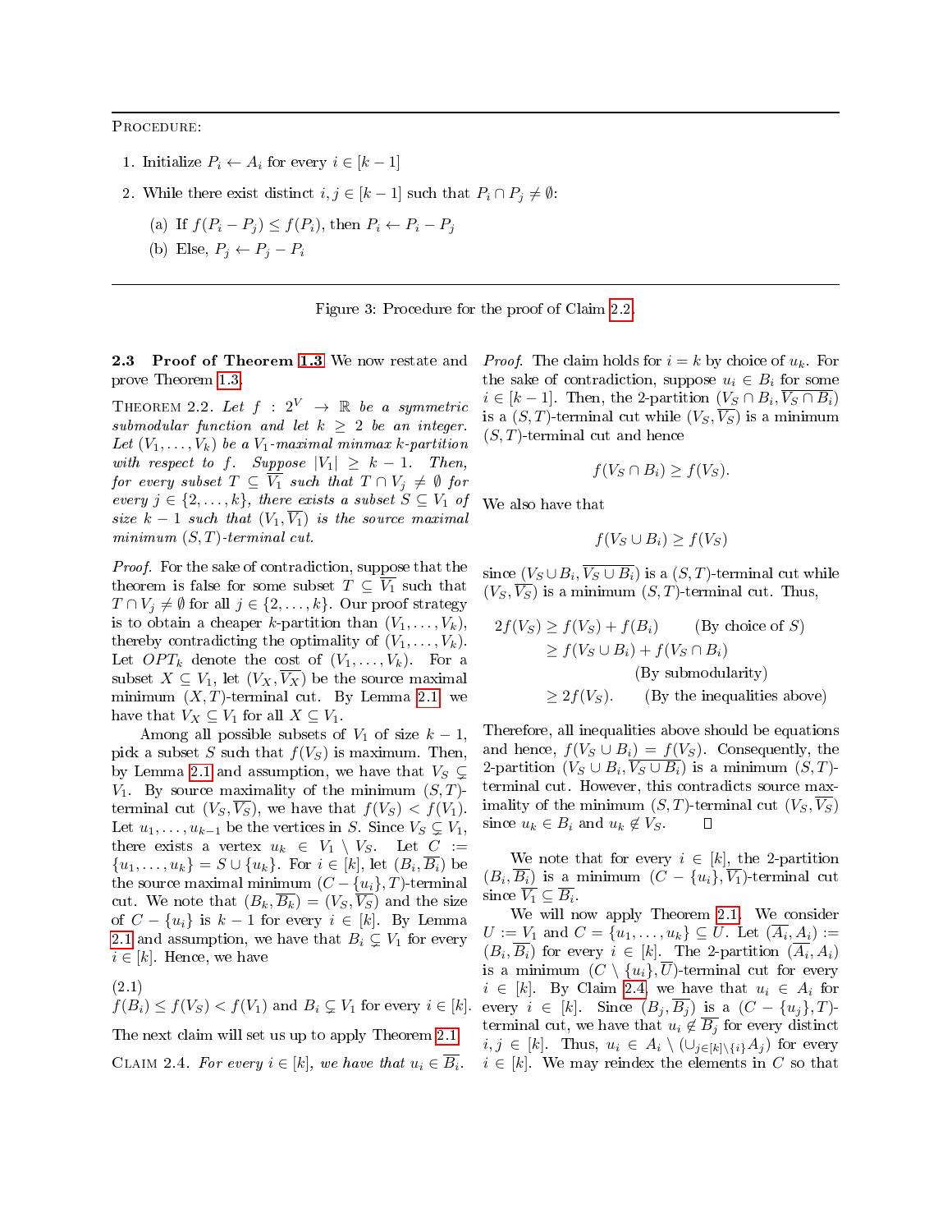---

PROCEDURE:

1. Initialize $P_i \leftarrow A_i$ for every $i \in [k-1]$
2. While there exist distinct $i, j \in [k-1]$ such that $P_i \cap P_j \neq \emptyset$:
   (a) If $f(P_i - P_j) \leq f(P_i)$, then $P_i \leftarrow P_i - P_j$
   (b) Else, $P_j \leftarrow P_j - P_i$

---

Figure 3: Procedure for the proof of Claim 2.2.

### 2.3 Proof of Theorem 1.3

We now restate and prove Theorem 1.3.

THEOREM 2.2. *Let $f : 2^V \to \mathbb{R}$ be a symmetric submodular function and let $k \geq 2$ be an integer. Let $(V_1, \ldots, V_k)$ be a $V_1$-maximal minmax $k$-partition with respect to $f$. Suppose $|V_1| \geq k-1$. Then, for every subset $T \subseteq \overline{V_1}$ such that $T \cap V_j \neq \emptyset$ for every $j \in \{2, \ldots, k\}$, there exists a subset $S \subseteq V_1$ of size $k-1$ such that $(V_1, \overline{V_1})$ is the source maximal minimum $(S,T)$-terminal cut.*

*Proof.* For the sake of contradiction, suppose that the theorem is false for some subset $T \subseteq \overline{V_1}$ such that $T \cap V_j \neq \emptyset$ for all $j \in \{2, \ldots, k\}$. Our proof strategy is to obtain a cheaper $k$-partition than $(V_1, \ldots, V_k)$, thereby contradicting the optimality of $(V_1, \ldots, V_k)$. Let $OPT_k$ denote the cost of $(V_1, \ldots, V_k)$. For a subset $X \subseteq V_1$, let $(V_X, \overline{V_X})$ be the source maximal minimum $(X,T)$-terminal cut. By Lemma 2.1, we have that $V_X \subseteq V_1$ for all $X \subseteq V_1$.

Among all possible subsets of $V_1$ of size $k-1$, pick a subset $S$ such that $f(V_S)$ is maximum. Then, by Lemma 2.1 and assumption, we have that $V_S \subsetneq V_1$. By source maximality of the minimum $(S,T)$-terminal cut $(V_S, \overline{V_S})$, we have that $f(V_S) < f(V_1)$. Let $u_1, \ldots, u_{k-1}$ be the vertices in $S$. Since $V_S \subsetneq V_1$, there exists a vertex $u_k \in V_1 \setminus V_S$. Let $C := \{u_1, \ldots, u_k\} = S \cup \{u_k\}$. For $i \in [k]$, let $(B_i, \overline{B_i})$ be the source maximal minimum $(C - \{u_i\}, T)$-terminal cut. We note that $(B_k, \overline{B_k}) = (V_S, \overline{V_S})$ and the size of $C - \{u_i\}$ is $k-1$ for every $i \in [k]$. By Lemma 2.1 and assumption, we have that $B_i \subsetneq V_1$ for every $i \in [k]$. Hence, we have

$$f(B_i) \leq f(V_S) < f(V_1) \text{ and } B_i \subsetneq V_1 \text{ for every } i \in [k]. \tag{2.1}$$

The next claim will set us up to apply Theorem 2.1.

CLAIM 2.4. *For every $i \in [k]$, we have that $u_i \in \overline{B_i}$.*

*Proof.* The claim holds for $i = k$ by choice of $u_k$. For the sake of contradiction, suppose $u_i \in B_i$ for some $i \in [k-1]$. Then, the 2-partition $(V_S \cap B_i, \overline{V_S \cap B_i})$ is a $(S,T)$-terminal cut while $(V_S, \overline{V_S})$ is a minimum $(S,T)$-terminal cut and hence

$$f(V_S \cap B_i) \geq f(V_S).$$

We also have that

$$f(V_S \cup B_i) \geq f(V_S)$$

since $(V_S \cup B_i, \overline{V_S \cup B_i})$ is a $(S,T)$-terminal cut while $(V_S, \overline{V_S})$ is a minimum $(S,T)$-terminal cut. Thus,

$$\begin{aligned}
2f(V_S) &\geq f(V_S) + f(B_i) && \text{(By choice of } S\text{)}\\
&\geq f(V_S \cup B_i) + f(V_S \cap B_i) && \text{(By submodularity)}\\
&\geq 2f(V_S). && \text{(By the inequalities above)}
\end{aligned}$$

Therefore, all inequalities above should be equations and hence, $f(V_S \cup B_i) = f(V_S)$. Consequently, the 2-partition $(V_S \cup B_i, \overline{V_S \cup B_i})$ is a minimum $(S,T)$-terminal cut. However, this contradicts source maximality of the minimum $(S,T)$-terminal cut $(V_S, \overline{V_S})$ since $u_k \in B_i$ and $u_k \notin V_S$. $\square$

We note that for every $i \in [k]$, the 2-partition $(B_i, \overline{B_i})$ is a minimum $(C - \{u_i\}, \overline{V_1})$-terminal cut since $\overline{V_1} \subseteq \overline{B_i}$.

We will now apply Theorem 2.1. We consider $U := V_1$ and $C = \{u_1, \ldots, u_k\} \subseteq U$. Let $(\overline{A_i}, A_i) := (B_i, \overline{B_i})$ for every $i \in [k]$. The 2-partition $(\overline{A_i}, A_i)$ is a minimum $(C \setminus \{u_i\}, \overline{U})$-terminal cut for every $i \in [k]$. By Claim 2.4, we have that $u_i \in A_i$ for every $i \in [k]$. Since $(B_j, \overline{B_j})$ is a $(C - \{u_j\}, T)$-terminal cut, we have that $u_i \notin \overline{B_j}$ for every distinct $i, j \in [k]$. Thus, $u_i \in A_i \setminus (\cup_{j \in [k] \setminus \{i\}} A_j)$ for every $i \in [k]$. We may reindex the elements in $C$ so that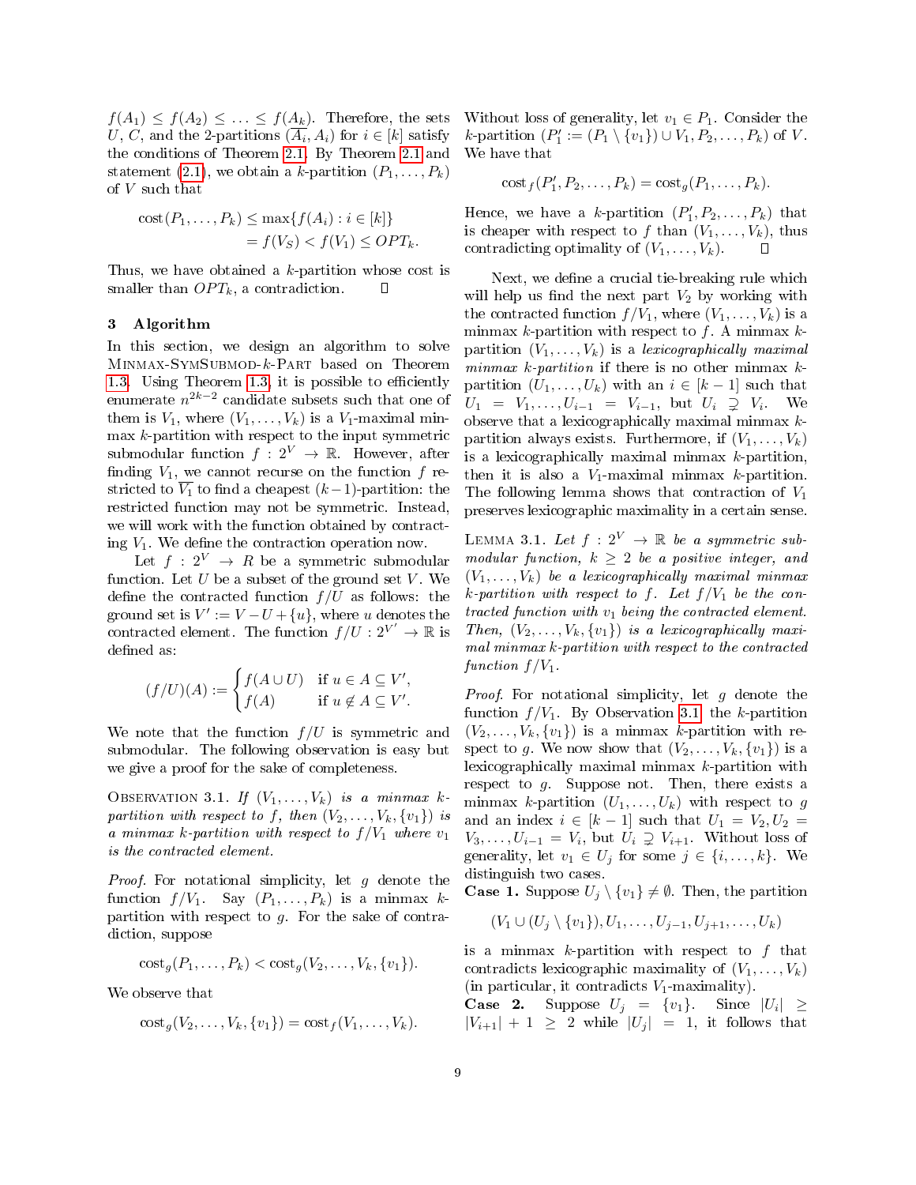$f(A_1) \le f(A_2) \le \ldots \le f(A_k)$. Therefore, the sets $U$, $C$, and the 2-partitions $(\overline{A_i}, A_i)$ for $i \in [k]$ satisfy the conditions of Theorem 2.1. By Theorem 2.1 and statement (2.1), we obtain a $k$-partition $(P_1, \ldots, P_k)$ of $V$ such that

$$\begin{aligned}\text{cost}(P_1, \ldots, P_k) &\le \max\{f(A_i) : i \in [k]\} \\ &= f(V_S) < f(V_1) \le OPT_k.\end{aligned}$$

Thus, we have obtained a $k$-partition whose cost is smaller than $OPT_k$, a contradiction. ☐

## 3 Algorithm

In this section, we design an algorithm to solve Minmax-SymSubmod-$k$-Part based on Theorem 1.3. Using Theorem 1.3, it is possible to efficiently enumerate $n^{2k-2}$ candidate subsets such that one of them is $V_1$, where $(V_1, \ldots, V_k)$ is a $V_1$-maximal minmax $k$-partition with respect to the input symmetric submodular function $f : 2^V \to \mathbb{R}$. However, after finding $V_1$, we cannot recurse on the function $f$ restricted to $\overline{V_1}$ to find a cheapest $(k-1)$-partition: the restricted function may not be symmetric. Instead, we will work with the function obtained by contracting $V_1$. We define the contraction operation now.

Let $f : 2^V \to R$ be a symmetric submodular function. Let $U$ be a subset of the ground set $V$. We define the contracted function $f/U$ as follows: the ground set is $V' := V - U + \{u\}$, where $u$ denotes the contracted element. The function $f/U : 2^{V'} \to \mathbb{R}$ is defined as:

$$(f/U)(A) := \begin{cases} f(A \cup U) & \text{if } u \in A \subseteq V', \\ f(A) & \text{if } u \notin A \subseteq V'. \end{cases}$$

We note that the function $f/U$ is symmetric and submodular. The following observation is easy but we give a proof for the sake of completeness.

Observation 3.1. *If $(V_1, \ldots, V_k)$ is a minmax $k$-partition with respect to $f$, then $(V_2, \ldots, V_k, \{v_1\})$ is a minmax $k$-partition with respect to $f/V_1$ where $v_1$ is the contracted element.*

*Proof.* For notational simplicity, let $g$ denote the function $f/V_1$. Say $(P_1, \ldots, P_k)$ is a minmax $k$-partition with respect to $g$. For the sake of contradiction, suppose

$$\text{cost}_g(P_1, \ldots, P_k) < \text{cost}_g(V_2, \ldots, V_k, \{v_1\}).$$

We observe that

$$\text{cost}_g(V_2, \ldots, V_k, \{v_1\}) = \text{cost}_f(V_1, \ldots, V_k).$$

Without loss of generality, let $v_1 \in P_1$. Consider the $k$-partition $(P_1' := (P_1 \setminus \{v_1\}) \cup V_1, P_2, \ldots, P_k)$ of $V$. We have that

$$\text{cost}_f(P_1', P_2, \ldots, P_k) = \text{cost}_g(P_1, \ldots, P_k).$$

Hence, we have a $k$-partition $(P_1', P_2, \ldots, P_k)$ that is cheaper with respect to $f$ than $(V_1, \ldots, V_k)$, thus contradicting optimality of $(V_1, \ldots, V_k)$. ☐

Next, we define a crucial tie-breaking rule which will help us find the next part $V_2$ by working with the contracted function $f/V_1$, where $(V_1, \ldots, V_k)$ is a minmax $k$-partition with respect to $f$. A minmax $k$-partition $(V_1, \ldots, V_k)$ is a *lexicographically maximal minmax $k$-partition* if there is no other minmax $k$-partition $(U_1, \ldots, U_k)$ with an $i \in [k-1]$ such that $U_1 = V_1, \ldots, U_{i-1} = V_{i-1}$, but $U_i \supsetneq V_i$. We observe that a lexicographically maximal minmax $k$-partition always exists. Furthermore, if $(V_1, \ldots, V_k)$ is a lexicographically maximal minmax $k$-partition, then it is also a $V_1$-maximal minmax $k$-partition. The following lemma shows that contraction of $V_1$ preserves lexicographic maximality in a certain sense.

Lemma 3.1. *Let $f : 2^V \to \mathbb{R}$ be a symmetric submodular function, $k \ge 2$ be a positive integer, and $(V_1, \ldots, V_k)$ be a lexicographically maximal minmax $k$-partition with respect to $f$. Let $f/V_1$ be the contracted function with $v_1$ being the contracted element. Then, $(V_2, \ldots, V_k, \{v_1\})$ is a lexicographically maximal minmax $k$-partition with respect to the contracted function $f/V_1$.*

*Proof.* For notational simplicity, let $g$ denote the function $f/V_1$. By Observation 3.1, the $k$-partition $(V_2, \ldots, V_k, \{v_1\})$ is a minmax $k$-partition with respect to $g$. We now show that $(V_2, \ldots, V_k, \{v_1\})$ is a lexicographically maximal minmax $k$-partition with respect to $g$. Suppose not. Then, there exists a minmax $k$-partition $(U_1, \ldots, U_k)$ with respect to $g$ and an index $i \in [k-1]$ such that $U_1 = V_2, U_2 = V_3, \ldots, U_{i-1} = V_i$, but $U_i \supsetneq V_{i+1}$. Without loss of generality, let $v_1 \in U_j$ for some $j \in \{i, \ldots, k\}$. We distinguish two cases.

**Case 1.** Suppose $U_j \setminus \{v_1\} \neq \emptyset$. Then, the partition

$$(V_1 \cup (U_j \setminus \{v_1\}), U_1, \ldots, U_{j-1}, U_{j+1}, \ldots, U_k)$$

is a minmax $k$-partition with respect to $f$ that contradicts lexicographic maximality of $(V_1, \ldots, V_k)$ (in particular, it contradicts $V_1$-maximality).

**Case 2.** Suppose $U_j = \{v_1\}$. Since $|U_i| \ge |V_{i+1}| + 1 \ge 2$ while $|U_j| = 1$, it follows that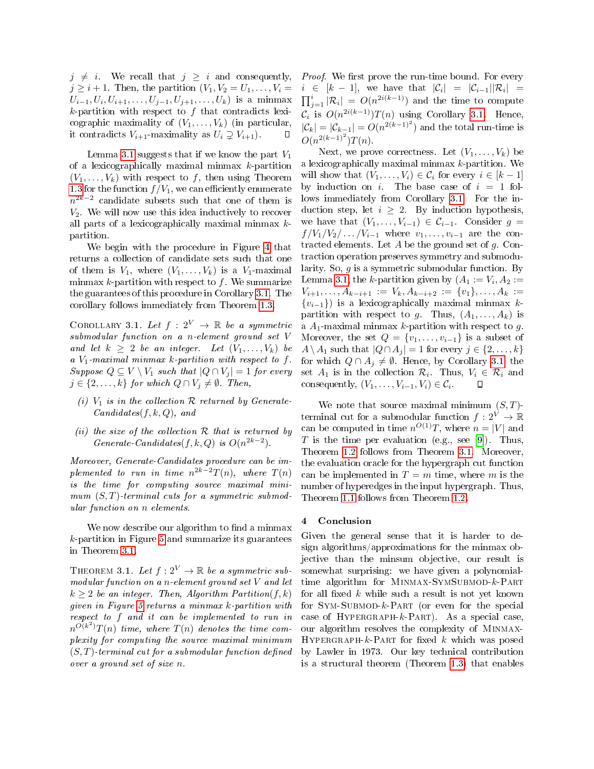$j \neq i$. We recall that $j \geq i$ and consequently, $j \geq i+1$. Then, the partition $(V_1, V_2 = U_1, \ldots, V_i = U_{i-1}, U_i, U_{i+1}, \ldots, U_{j-1}, U_{j+1}, \ldots, U_k)$ is a minmax $k$-partition with respect to $f$ that contradicts lexicographic maximality of $(V_1, \ldots, V_k)$ (in particular, it contradicts $V_{i+1}$-maximality as $U_i \supsetneq V_{i+1}$). ◻

Lemma 3.1 suggests that if we know the part $V_1$ of a lexicographically maximal minmax $k$-partition $(V_1, \ldots, V_k)$ with respect to $f$, then using Theorem 1.3 for the function $f/V_1$, we can efficiently enumerate $n^{2k-2}$ candidate subsets such that one of them is $V_2$. We will now use this idea inductively to recover all parts of a lexicographically maximal minmax $k$-partition.

We begin with the procedure in Figure 4 that returns a collection of candidate sets such that one of them is $V_1$, where $(V_1, \ldots, V_k)$ is a $V_1$-maximal minmax $k$-partition with respect to $f$. We summarize the guarantees of this procedure in Corollary 3.1. The corollary follows immediately from Theorem 1.3.

Corollary 3.1. *Let $f : 2^V \to \mathbb{R}$ be a symmetric submodular function on a $n$-element ground set $V$ and let $k \geq 2$ be an integer. Let $(V_1, \ldots, V_k)$ be a $V_1$-maximal minmax $k$-partition with respect to $f$. Suppose $Q \subseteq V \setminus V_1$ such that $|Q \cap V_j| = 1$ for every $j \in \{2, \ldots, k\}$ for which $Q \cap V_j \neq \emptyset$. Then,*

*(i) $V_1$ is in the collection $\mathcal{R}$ returned by Generate-Candidates$(f, k, Q)$, and*

*(ii) the size of the collection $\mathcal{R}$ that is returned by Generate-Candidates$(f, k, Q)$ is $O(n^{2k-2})$.*

*Moreover, Generate-Candidates procedure can be implemented to run in time $n^{2k-2}T(n)$, where $T(n)$ is the time for computing source maximal minimum $(S, T)$-terminal cuts for a symmetric submodular function on $n$ elements.*

We now describe our algorithm to find a minmax $k$-partition in Figure 5 and summarize its guarantees in Theorem 3.1.

Theorem 3.1. *Let $f : 2^V \to \mathbb{R}$ be a symmetric submodular function on a $n$-element ground set $V$ and let $k \geq 2$ be an integer. Then, Algorithm Partition$(f, k)$ given in Figure 5 returns a minmax $k$-partition with respect to $f$ and it can be implemented to run in $n^{O(k^2)}T(n)$ time, where $T(n)$ denotes the time complexity for computing the source maximal minimum $(S, T)$-terminal cut for a submodular function defined over a ground set of size $n$.*

*Proof.* We first prove the run-time bound. For every $i \in [k-1]$, we have that $|\mathcal{C}_i| = |\mathcal{C}_{i-1}||\mathcal{R}_i| = \prod_{j=1}^{i} |\mathcal{R}_i| = O(n^{2i(k-1)})$ and the time to compute $\mathcal{C}_i$ is $O(n^{2i(k-1)})T(n)$ using Corollary 3.1. Hence, $|\mathcal{C}_k| = |\mathcal{C}_{k-1}| = O(n^{2(k-1)^2})$ and the total run-time is $O(n^{2(k-1)^2})T(n)$.

Next, we prove correctness. Let $(V_1, \ldots, V_k)$ be a lexicographically maximal minmax $k$-partition. We will show that $(V_1, \ldots, V_i) \in \mathcal{C}_i$ for every $i \in [k-1]$ by induction on $i$. The base case of $i = 1$ follows immediately from Corollary 3.1. For the induction step, let $i \geq 2$. By induction hypothesis, we have that $(V_1, \ldots, V_{i-1}) \in \mathcal{C}_{i-1}$. Consider $g = f/V_1/V_2/\ldots/V_{i-1}$ where $v_1, \ldots, v_{i-1}$ are the contracted elements. Let $A$ be the ground set of $g$. Contraction operation preserves symmetry and submodularity. So, $g$ is a symmetric submodular function. By Lemma 3.1, the $k$-partition given by $(A_1 := V_i, A_2 := V_{i+1}, \ldots, A_{k-i+1} := V_k, A_{k-i+2} := \{v_1\}, \ldots, A_k := \{v_{i-1}\})$ is a lexicographically maximal minmax $k$-partition with respect to $g$. Thus, $(A_1, \ldots, A_k)$ is a $A_1$-maximal minmax $k$-partition with respect to $g$. Moreover, the set $Q = \{v_1, \ldots, v_{i-1}\}$ is a subset of $A \setminus A_1$ such that $|Q \cap A_j| = 1$ for every $j \in \{2, \ldots, k\}$ for which $Q \cap A_j \neq \emptyset$. Hence, by Corollary 3.1, the set $A_1$ is in the collection $\mathcal{R}_i$. Thus, $V_i \in \mathcal{R}_i$ and consequently, $(V_1, \ldots, V_{i-1}, V_i) \in \mathcal{C}_i$. ◻

We note that source maximal minimum $(S, T)$-terminal cut for a submodular function $f : 2^V \to \mathbb{R}$ can be computed in time $n^{O(1)}T$, where $n = |V|$ and $T$ is the time per evaluation (e.g., see [9]). Thus, Theorem 1.2 follows from Theorem 3.1. Moreover, the evaluation oracle for the hypergraph cut function can be implemented in $T = m$ time, where $m$ is the number of hyperedges in the input hypergraph. Thus, Theorem 1.1 follows from Theorem 1.2.

## 4 Conclusion

Given the general sense that it is harder to design algorithms/approximations for the minmax objective than the minsum objective, our result is somewhat surprising: we have given a polynomial-time algorithm for Minmax-SymSubmod-$k$-Part for all fixed $k$ while such a result is not yet known for Sym-Submod-$k$-Part (or even for the special case of Hypergraph-$k$-Part). As a special case, our algorithm resolves the complexity of Minmax-Hypergraph-$k$-Part for fixed $k$ which was posed by Lawler in 1973. Our key technical contribution is a structural theorem (Theorem 1.3) that enables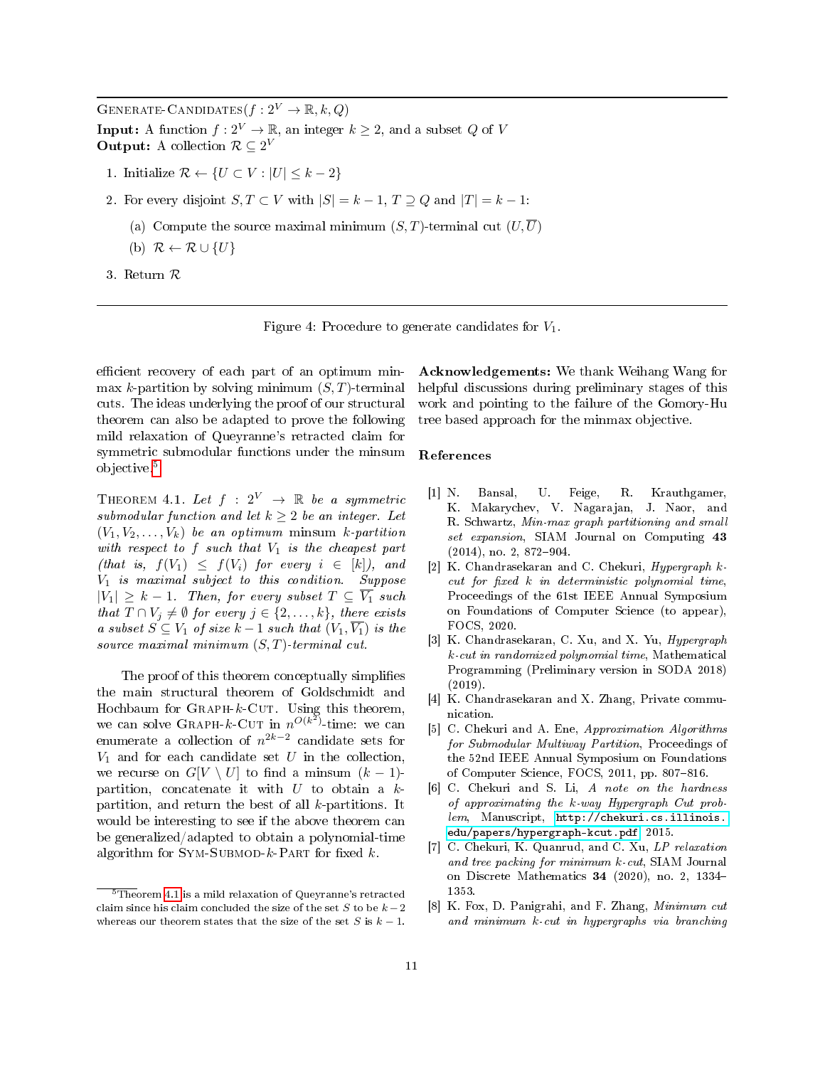Generate-Candidates($f : 2^V \to \mathbb{R}, k, Q$)

**Input:** A function $f : 2^V \to \mathbb{R}$, an integer $k \geq 2$, and a subset $Q$ of $V$
**Output:** A collection $\mathcal{R} \subseteq 2^V$

1. Initialize $\mathcal{R} \leftarrow \{U \subset V : |U| \leq k-2\}$
2. For every disjoint $S, T \subset V$ with $|S| = k-1$, $T \supseteq Q$ and $|T| = k-1$:
   (a) Compute the source maximal minimum $(S,T)$-terminal cut $(U, \overline{U})$
   (b) $\mathcal{R} \leftarrow \mathcal{R} \cup \{U\}$
3. Return $\mathcal{R}$

Figure 4: Procedure to generate candidates for $V_1$.

efficient recovery of each part of an optimum min-max $k$-partition by solving minimum $(S,T)$-terminal cuts. The ideas underlying the proof of our structural theorem can also be adapted to prove the following mild relaxation of Queyranne's retracted claim for symmetric submodular functions under the minsum objective.[5]

Theorem 4.1. *Let $f : 2^V \to \mathbb{R}$ be a symmetric submodular function and let $k \geq 2$ be an integer. Let $(V_1, V_2, \ldots, V_k)$ be an optimum minsum $k$-partition with respect to $f$ such that $V_1$ is the cheapest part (that is, $f(V_1) \leq f(V_i)$ for every $i \in [k]$), and $V_1$ is maximal subject to this condition. Suppose $|V_1| \geq k-1$. Then, for every subset $T \subseteq \overline{V_1}$ such that $T \cap V_j \neq \emptyset$ for every $j \in \{2, \ldots, k\}$, there exists a subset $S \subseteq V_1$ of size $k-1$ such that $(V_1, \overline{V_1})$ is the source maximal minimum $(S,T)$-terminal cut.*

The proof of this theorem conceptually simplifies the main structural theorem of Goldschmidt and Hochbaum for Graph-$k$-Cut. Using this theorem, we can solve Graph-$k$-Cut in $n^{O(k^2)}$-time: we can enumerate a collection of $n^{2k-2}$ candidate sets for $V_1$ and for each candidate set $U$ in the collection, we recurse on $G[V \setminus U]$ to find a minsum $(k-1)$-partition, concatenate it with $U$ to obtain a $k$-partition, and return the best of all $k$-partitions. It would be interesting to see if the above theorem can be generalized/adapted to obtain a polynomial-time algorithm for Sym-Submod-$k$-Part for fixed $k$.

[5] Theorem 4.1 is a mild relaxation of Queyranne's retracted claim since his claim concluded the size of the set $S$ to be $k-2$ whereas our theorem states that the size of the set $S$ is $k-1$.

**Acknowledgements:** We thank Weihang Wang for helpful discussions during preliminary stages of this work and pointing to the failure of the Gomory-Hu tree based approach for the minmax objective.

## References

[1] N. Bansal, U. Feige, R. Krauthgamer, K. Makarychev, V. Nagarajan, J. Naor, and R. Schwartz, *Min-max graph partitioning and small set expansion*, SIAM Journal on Computing **43** (2014), no. 2, 872–904.

[2] K. Chandrasekaran and C. Chekuri, *Hypergraph k-cut for fixed k in deterministic polynomial time*, Proceedings of the 61st IEEE Annual Symposium on Foundations of Computer Science (to appear), FOCS, 2020.

[3] K. Chandrasekaran, C. Xu, and X. Yu, *Hypergraph k-cut in randomized polynomial time*, Mathematical Programming (Preliminary version in SODA 2018) (2019).

[4] K. Chandrasekaran and X. Zhang, Private communication.

[5] C. Chekuri and A. Ene, *Approximation Algorithms for Submodular Multiway Partition*, Proceedings of the 52nd IEEE Annual Symposium on Foundations of Computer Science, FOCS, 2011, pp. 807–816.

[6] C. Chekuri and S. Li, *A note on the hardness of approximating the k-way Hypergraph Cut problem*, Manuscript, http://chekuri.cs.illinois.edu/papers/hypergraph-kcut.pdf, 2015.

[7] C. Chekuri, K. Quanrud, and C. Xu, *LP relaxation and tree packing for minimum k-cut*, SIAM Journal on Discrete Mathematics **34** (2020), no. 2, 1334–1353.

[8] K. Fox, D. Panigrahi, and F. Zhang, *Minimum cut and minimum k-cut in hypergraphs via branching*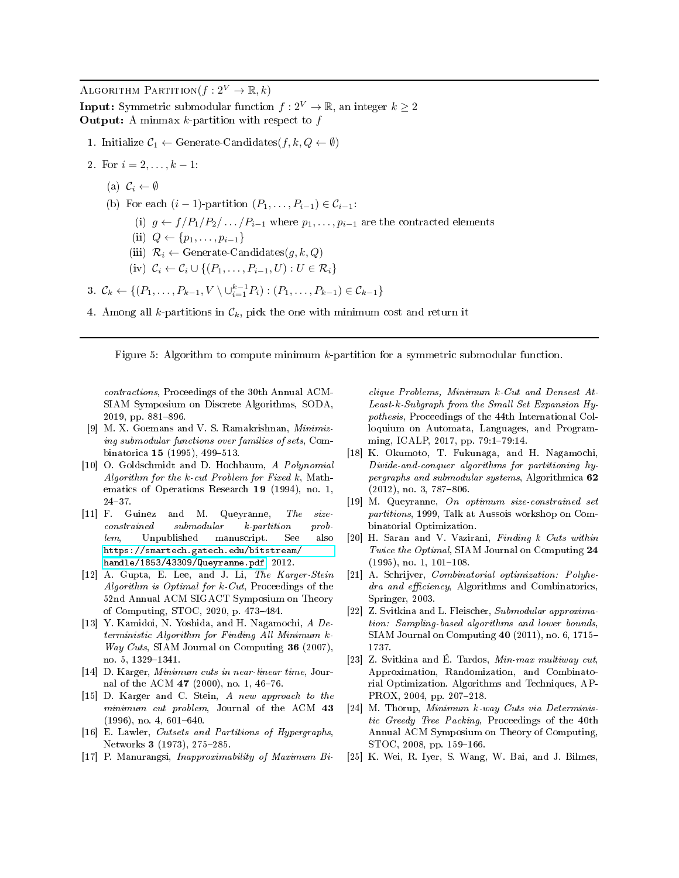---

Algorithm Partition($f : 2^V \to \mathbb{R}, k$)

**Input:** Symmetric submodular function $f : 2^V \to \mathbb{R}$, an integer $k \geq 2$

**Output:** A minmax $k$-partition with respect to $f$

1. Initialize $\mathcal{C}_1 \leftarrow$ Generate-Candidates($f, k, Q \leftarrow \emptyset$)
2. For $i = 2, \ldots, k-1$:
   (a) $\mathcal{C}_i \leftarrow \emptyset$
   (b) For each $(i-1)$-partition $(P_1, \ldots, P_{i-1}) \in \mathcal{C}_{i-1}$:
      (i) $g \leftarrow f/P_1/P_2/\ldots/P_{i-1}$ where $p_1, \ldots, p_{i-1}$ are the contracted elements
      (ii) $Q \leftarrow \{p_1, \ldots, p_{i-1}\}$
      (iii) $\mathcal{R}_i \leftarrow$ Generate-Candidates($g, k, Q$)
      (iv) $\mathcal{C}_i \leftarrow \mathcal{C}_i \cup \{(P_1, \ldots, P_{i-1}, U) : U \in \mathcal{R}_i\}$
3. $\mathcal{C}_k \leftarrow \{(P_1, \ldots, P_{k-1}, V \setminus \cup_{i=1}^{k-1} P_i) : (P_1, \ldots, P_{k-1}) \in \mathcal{C}_{k-1}\}$
4. Among all $k$-partitions in $\mathcal{C}_k$, pick the one with minimum cost and return it

---

Figure 5: Algorithm to compute minimum $k$-partition for a symmetric submodular function.

*contractions*, Proceedings of the 30th Annual ACM-SIAM Symposium on Discrete Algorithms, SODA, 2019, pp. 881–896.

[9] M. X. Goemans and V. S. Ramakrishnan, *Minimizing submodular functions over families of sets*, Combinatorica **15** (1995), 499–513.

[10] O. Goldschmidt and D. Hochbaum, *A Polynomial Algorithm for the k-cut Problem for Fixed k*, Mathematics of Operations Research **19** (1994), no. 1, 24–37.

[11] F. Guinez and M. Queyranne, *The size-constrained submodular k-partition problem*, Unpublished manuscript. See also https://smartech.gatech.edu/bitstream/handle/1853/43309/Queyranne.pdf, 2012.

[12] A. Gupta, E. Lee, and J. Li, *The Karger-Stein Algorithm is Optimal for k-Cut*, Proceedings of the 52nd Annual ACM SIGACT Symposium on Theory of Computing, STOC, 2020, p. 473–484.

[13] Y. Kamidoi, N. Yoshida, and H. Nagamochi, *A Deterministic Algorithm for Finding All Minimum k-Way Cuts*, SIAM Journal on Computing **36** (2007), no. 5, 1329–1341.

[14] D. Karger, *Minimum cuts in near-linear time*, Journal of the ACM **47** (2000), no. 1, 46–76.

[15] D. Karger and C. Stein, *A new approach to the minimum cut problem*, Journal of the ACM **43** (1996), no. 4, 601–640.

[16] E. Lawler, *Cutsets and Partitions of Hypergraphs*, Networks **3** (1973), 275–285.

[17] P. Manurangsi, *Inapproximability of Maximum Biclique Problems, Minimum k-Cut and Densest At-Least-k-Subgraph from the Small Set Expansion Hypothesis*, Proceedings of the 44th International Colloquium on Automata, Languages, and Programming, ICALP, 2017, pp. 79:1–79:14.

[18] K. Okumoto, T. Fukunaga, and H. Nagamochi, *Divide-and-conquer algorithms for partitioning hypergraphs and submodular systems*, Algorithmica **62** (2012), no. 3, 787–806.

[19] M. Queyranne, *On optimum size-constrained set partitions*, 1999, Talk at Aussois workshop on Combinatorial Optimization.

[20] H. Saran and V. Vazirani, *Finding k Cuts within Twice the Optimal*, SIAM Journal on Computing **24** (1995), no. 1, 101–108.

[21] A. Schrijver, *Combinatorial optimization: Polyhedra and efficiency*, Algorithms and Combinatorics, Springer, 2003.

[22] Z. Svitkina and L. Fleischer, *Submodular approximation: Sampling-based algorithms and lower bounds*, SIAM Journal on Computing **40** (2011), no. 6, 1715–1737.

[23] Z. Svitkina and É. Tardos, *Min-max multiway cut*, Approximation, Randomization, and Combinatorial Optimization. Algorithms and Techniques, APPROX, 2004, pp. 207–218.

[24] M. Thorup, *Minimum k-way Cuts via Deterministic Greedy Tree Packing*, Proceedings of the 40th Annual ACM Symposium on Theory of Computing, STOC, 2008, pp. 159–166.

[25] K. Wei, R. Iyer, S. Wang, W. Bai, and J. Bilmes,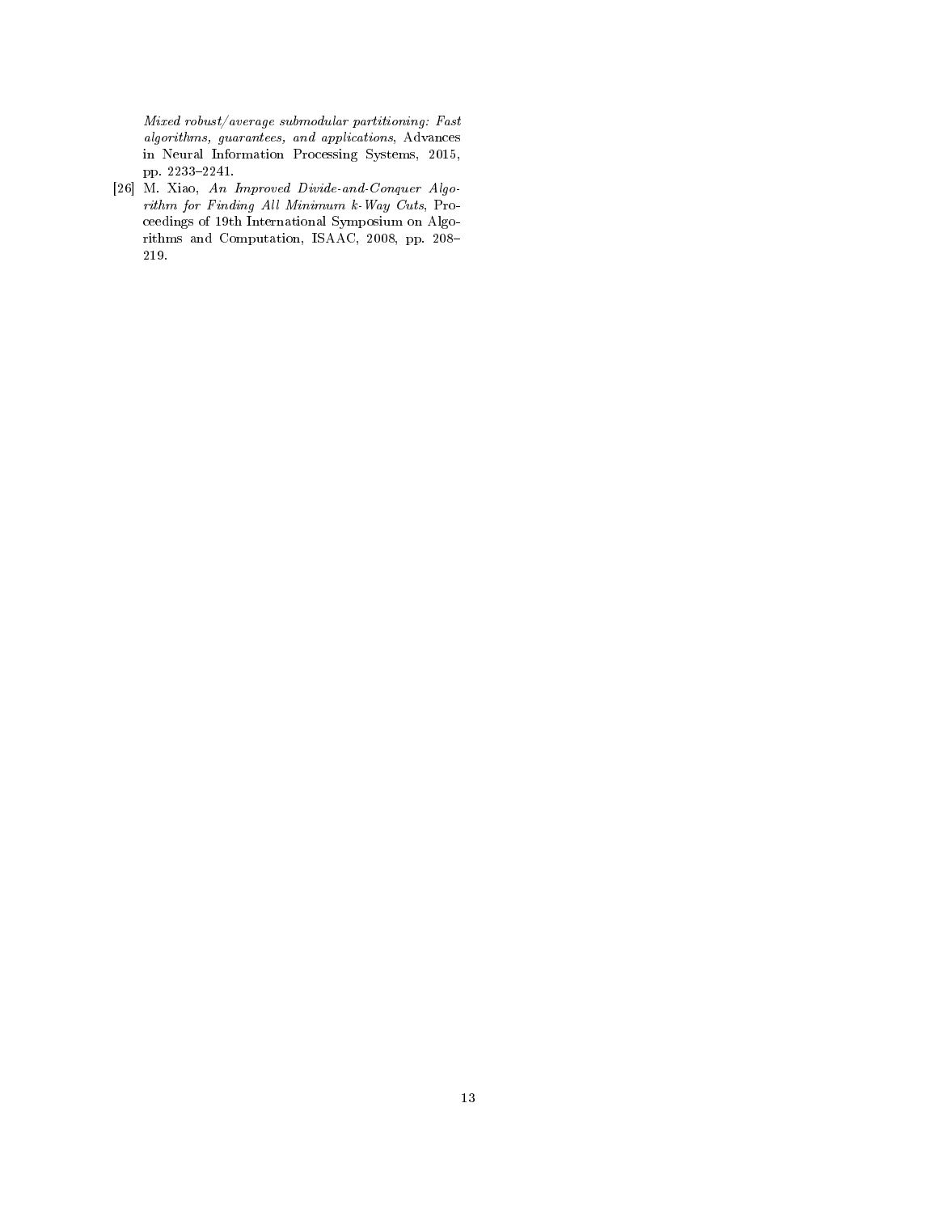*Mixed robust/average submodular partitioning: Fast algorithms, guarantees, and applications*, Advances in Neural Information Processing Systems, 2015, pp. 2233–2241.

[26] M. Xiao, *An Improved Divide-and-Conquer Algorithm for Finding All Minimum k-Way Cuts*, Proceedings of 19th International Symposium on Algorithms and Computation, ISAAC, 2008, pp. 208–219.